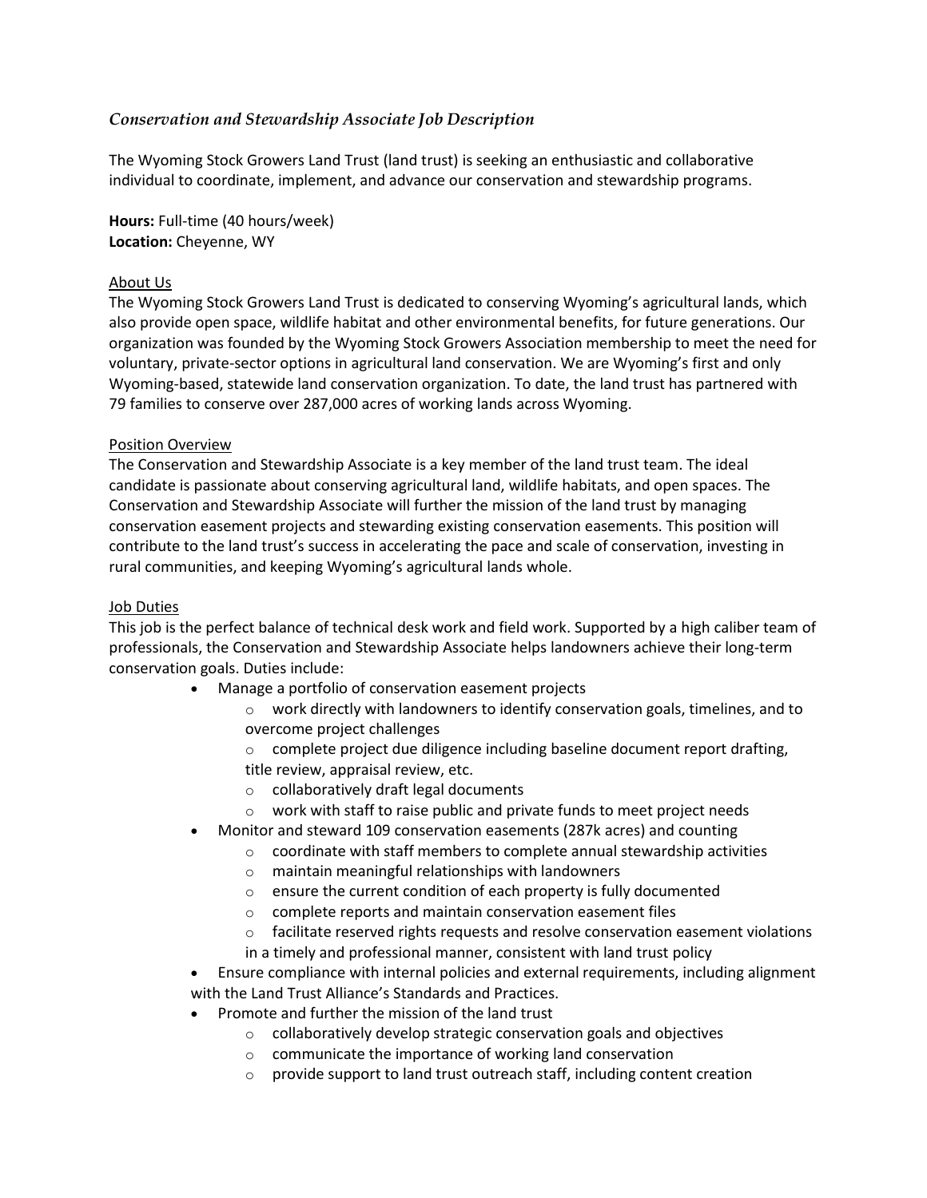*Conservation and Stewardship Associate Job Description*

The Wyoming Stock Growers Land Trust (land trust) is seeking an enthusiastic and collaborative individual to coordinate, implement, and advance our conservation and stewardship programs.

**Hours:** Full-time (40 hours/week)
**Location:** Cheyenne, WY

<u>About Us</u>

The Wyoming Stock Growers Land Trust is dedicated to conserving Wyoming's agricultural lands, which also provide open space, wildlife habitat and other environmental benefits, for future generations. Our organization was founded by the Wyoming Stock Growers Association membership to meet the need for voluntary, private-sector options in agricultural land conservation. We are Wyoming's first and only Wyoming-based, statewide land conservation organization. To date, the land trust has partnered with 79 families to conserve over 287,000 acres of working lands across Wyoming.

<u>Position Overview</u>

The Conservation and Stewardship Associate is a key member of the land trust team. The ideal candidate is passionate about conserving agricultural land, wildlife habitats, and open spaces. The Conservation and Stewardship Associate will further the mission of the land trust by managing conservation easement projects and stewarding existing conservation easements. This position will contribute to the land trust's success in accelerating the pace and scale of conservation, investing in rural communities, and keeping Wyoming's agricultural lands whole.

<u>Job Duties</u>

This job is the perfect balance of technical desk work and field work. Supported by a high caliber team of professionals, the Conservation and Stewardship Associate helps landowners achieve their long-term conservation goals. Duties include:

- Manage a portfolio of conservation easement projects
  - work directly with landowners to identify conservation goals, timelines, and to overcome project challenges
  - complete project due diligence including baseline document report drafting, title review, appraisal review, etc.
  - collaboratively draft legal documents
  - work with staff to raise public and private funds to meet project needs
- Monitor and steward 109 conservation easements (287k acres) and counting
  - coordinate with staff members to complete annual stewardship activities
  - maintain meaningful relationships with landowners
  - ensure the current condition of each property is fully documented
  - complete reports and maintain conservation easement files
  - facilitate reserved rights requests and resolve conservation easement violations in a timely and professional manner, consistent with land trust policy
- Ensure compliance with internal policies and external requirements, including alignment with the Land Trust Alliance's Standards and Practices.
- Promote and further the mission of the land trust
  - collaboratively develop strategic conservation goals and objectives
  - communicate the importance of working land conservation
  - provide support to land trust outreach staff, including content creation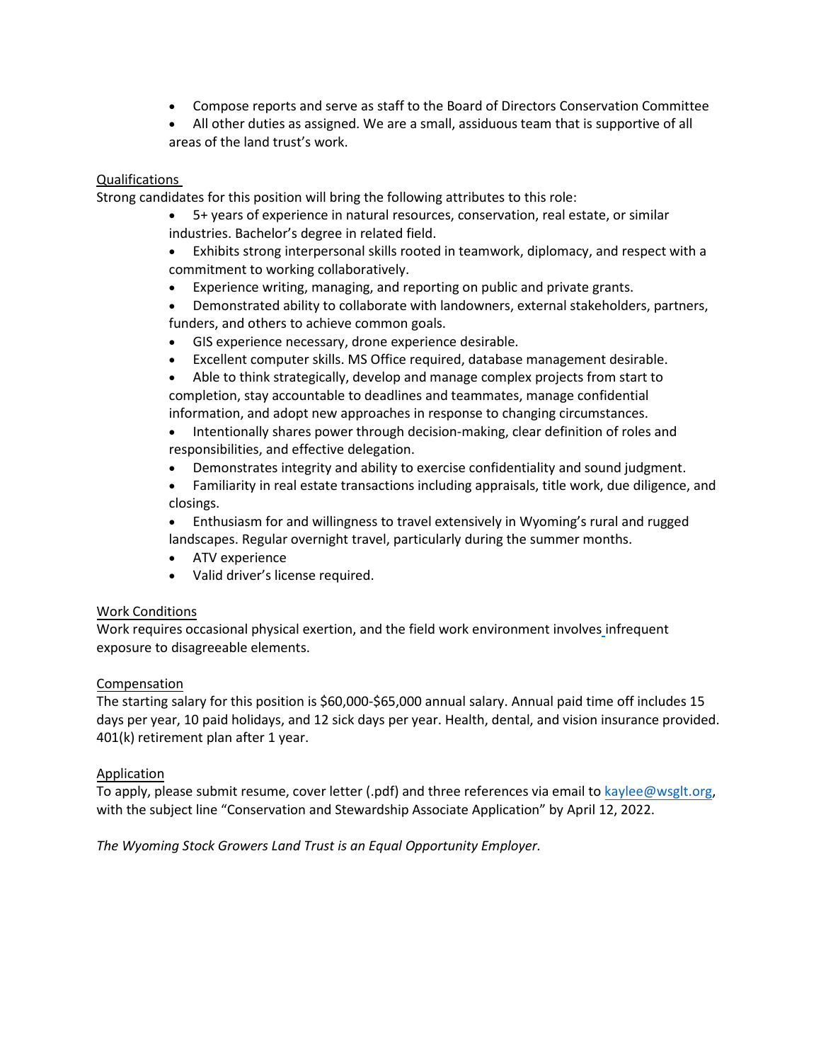- Compose reports and serve as staff to the Board of Directors Conservation Committee
- All other duties as assigned. We are a small, assiduous team that is supportive of all areas of the land trust's work.

Qualifications

Strong candidates for this position will bring the following attributes to this role:

- 5+ years of experience in natural resources, conservation, real estate, or similar industries. Bachelor's degree in related field.
- Exhibits strong interpersonal skills rooted in teamwork, diplomacy, and respect with a commitment to working collaboratively.
- Experience writing, managing, and reporting on public and private grants.
- Demonstrated ability to collaborate with landowners, external stakeholders, partners, funders, and others to achieve common goals.
- GIS experience necessary, drone experience desirable.
- Excellent computer skills. MS Office required, database management desirable.
- Able to think strategically, develop and manage complex projects from start to completion, stay accountable to deadlines and teammates, manage confidential information, and adopt new approaches in response to changing circumstances.
- Intentionally shares power through decision-making, clear definition of roles and responsibilities, and effective delegation.
- Demonstrates integrity and ability to exercise confidentiality and sound judgment.
- Familiarity in real estate transactions including appraisals, title work, due diligence, and closings.
- Enthusiasm for and willingness to travel extensively in Wyoming's rural and rugged landscapes. Regular overnight travel, particularly during the summer months.
- ATV experience
- Valid driver's license required.

Work Conditions

Work requires occasional physical exertion, and the field work environment involves infrequent exposure to disagreeable elements.

Compensation

The starting salary for this position is $60,000-$65,000 annual salary. Annual paid time off includes 15 days per year, 10 paid holidays, and 12 sick days per year. Health, dental, and vision insurance provided. 401(k) retirement plan after 1 year.

Application

To apply, please submit resume, cover letter (.pdf) and three references via email to kaylee@wsglt.org, with the subject line "Conservation and Stewardship Associate Application" by April 12, 2022.

*The Wyoming Stock Growers Land Trust is an Equal Opportunity Employer.*